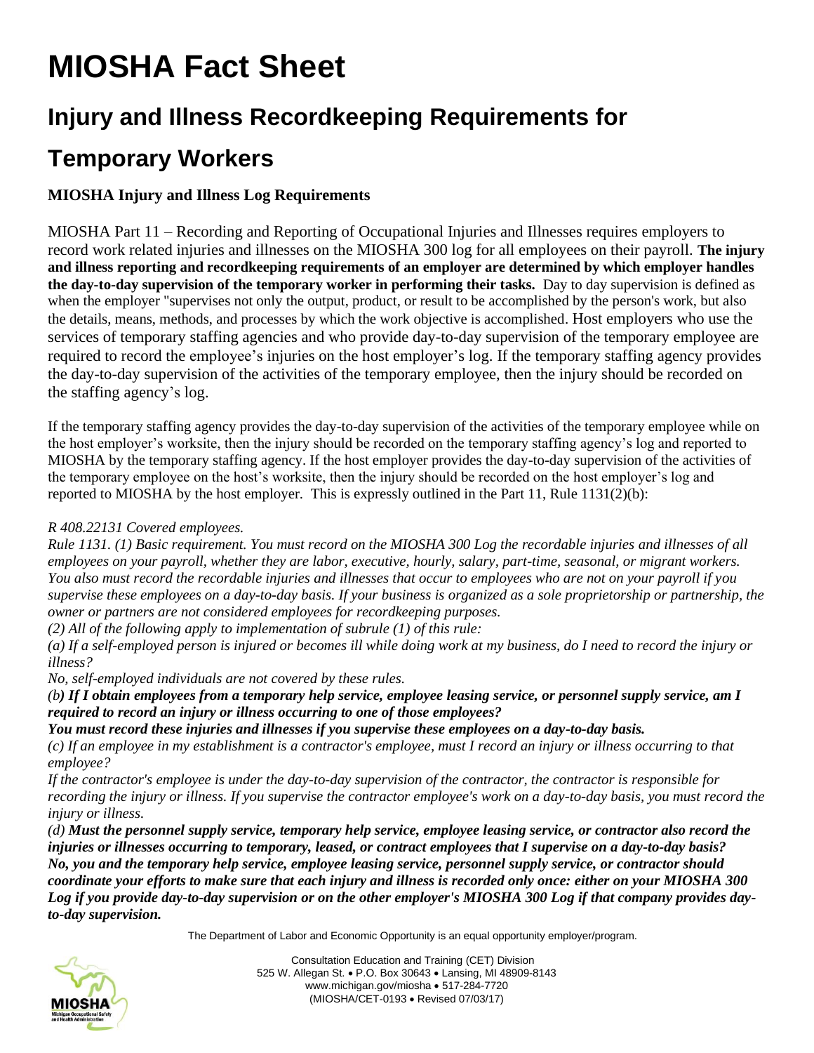# MIOSHA Fact Sheet

## Injury and Illness Recordkeeping Requirements for Temporary Workers

### MIOSHA Injury and Illness Log Requirements

MIOSHA Part 11 – Recording and Reporting of Occupational Injuries and Illnesses requires employers to record work related injuries and illnesses on the MIOSHA 300 log for all employees on their payroll. **The injury and illness reporting and recordkeeping requirements of an employer are determined by which employer handles the day-to-day supervision of the temporary worker in performing their tasks.** Day to day supervision is defined as when the employer "supervises not only the output, product, or result to be accomplished by the person's work, but also the details, means, methods, and processes by which the work objective is accomplished. Host employers who use the services of temporary staffing agencies and who provide day-to-day supervision of the temporary employee are required to record the employee's injuries on the host employer's log. If the temporary staffing agency provides the day-to-day supervision of the activities of the temporary employee, then the injury should be recorded on the staffing agency's log.

If the temporary staffing agency provides the day-to-day supervision of the activities of the temporary employee while on the host employer's worksite, then the injury should be recorded on the temporary staffing agency's log and reported to MIOSHA by the temporary staffing agency. If the host employer provides the day-to-day supervision of the activities of the temporary employee on the host's worksite, then the injury should be recorded on the host employer's log and reported to MIOSHA by the host employer. This is expressly outlined in the Part 11, Rule 1131(2)(b):

*R 408.22131 Covered employees.*

*Rule 1131. (1) Basic requirement. You must record on the MIOSHA 300 Log the recordable injuries and illnesses of all employees on your payroll, whether they are labor, executive, hourly, salary, part-time, seasonal, or migrant workers. You also must record the recordable injuries and illnesses that occur to employees who are not on your payroll if you supervise these employees on a day-to-day basis. If your business is organized as a sole proprietorship or partnership, the owner or partners are not considered employees for recordkeeping purposes.*

*(2) All of the following apply to implementation of subrule (1) of this rule:*

*(a) If a self-employed person is injured or becomes ill while doing work at my business, do I need to record the injury or illness?*

*No, self-employed individuals are not covered by these rules.*

*(b**) If I obtain employees from a temporary help service, employee leasing service, or personnel supply service, am I required to record an injury or illness occurring to one of those employees?***

***You must record these injuries and illnesses if you supervise these employees on a day-to-day basis.***

*(c) If an employee in my establishment is a contractor's employee, must I record an injury or illness occurring to that employee?*

*If the contractor's employee is under the day-to-day supervision of the contractor, the contractor is responsible for recording the injury or illness. If you supervise the contractor employee's work on a day-to-day basis, you must record the injury or illness.*

*(d) **Must the personnel supply service, temporary help service, employee leasing service, or contractor also record the injuries or illnesses occurring to temporary, leased, or contract employees that I supervise on a day-to-day basis?***

***No, you and the temporary help service, employee leasing service, personnel supply service, or contractor should coordinate your efforts to make sure that each injury and illness is recorded only once: either on your MIOSHA 300 Log if you provide day-to-day supervision or on the other employer's MIOSHA 300 Log if that company provides day-to-day supervision.***

The Department of Labor and Economic Opportunity is an equal opportunity employer/program.

Consultation Education and Training (CET) Division
525 W. Allegan St. • P.O. Box 30643 • Lansing, MI 48909-8143
www.michigan.gov/miosha • 517-284-7720
(MIOSHA/CET-0193 • Revised 07/03/17)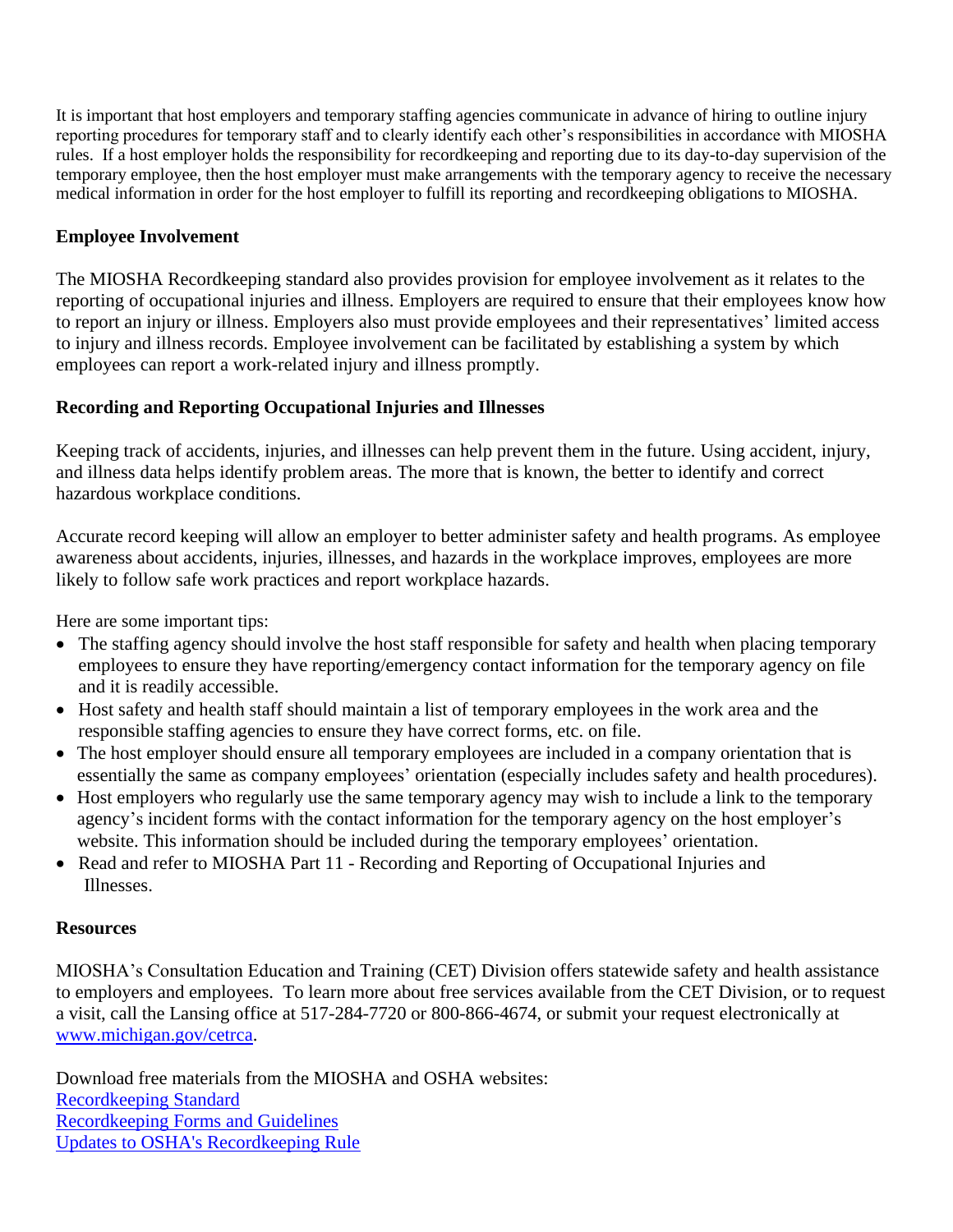It is important that host employers and temporary staffing agencies communicate in advance of hiring to outline injury reporting procedures for temporary staff and to clearly identify each other's responsibilities in accordance with MIOSHA rules. If a host employer holds the responsibility for recordkeeping and reporting due to its day-to-day supervision of the temporary employee, then the host employer must make arrangements with the temporary agency to receive the necessary medical information in order for the host employer to fulfill its reporting and recordkeeping obligations to MIOSHA.

**Employee Involvement**

The MIOSHA Recordkeeping standard also provides provision for employee involvement as it relates to the reporting of occupational injuries and illness. Employers are required to ensure that their employees know how to report an injury or illness. Employers also must provide employees and their representatives' limited access to injury and illness records. Employee involvement can be facilitated by establishing a system by which employees can report a work-related injury and illness promptly.

**Recording and Reporting Occupational Injuries and Illnesses**

Keeping track of accidents, injuries, and illnesses can help prevent them in the future. Using accident, injury, and illness data helps identify problem areas. The more that is known, the better to identify and correct hazardous workplace conditions.

Accurate record keeping will allow an employer to better administer safety and health programs. As employee awareness about accidents, injuries, illnesses, and hazards in the workplace improves, employees are more likely to follow safe work practices and report workplace hazards.

Here are some important tips:

- The staffing agency should involve the host staff responsible for safety and health when placing temporary employees to ensure they have reporting/emergency contact information for the temporary agency on file and it is readily accessible.
- Host safety and health staff should maintain a list of temporary employees in the work area and the responsible staffing agencies to ensure they have correct forms, etc. on file.
- The host employer should ensure all temporary employees are included in a company orientation that is essentially the same as company employees' orientation (especially includes safety and health procedures).
- Host employers who regularly use the same temporary agency may wish to include a link to the temporary agency's incident forms with the contact information for the temporary agency on the host employer's website. This information should be included during the temporary employees' orientation.
- Read and refer to MIOSHA Part 11 - Recording and Reporting of Occupational Injuries and Illnesses.

**Resources**

MIOSHA's Consultation Education and Training (CET) Division offers statewide safety and health assistance to employers and employees. To learn more about free services available from the CET Division, or to request a visit, call the Lansing office at 517-284-7720 or 800-866-4674, or submit your request electronically at [www.michigan.gov/cetrca](www.michigan.gov/cetrca).

Download free materials from the MIOSHA and OSHA websites:
Recordkeeping Standard
Recordkeeping Forms and Guidelines
Updates to OSHA's Recordkeeping Rule